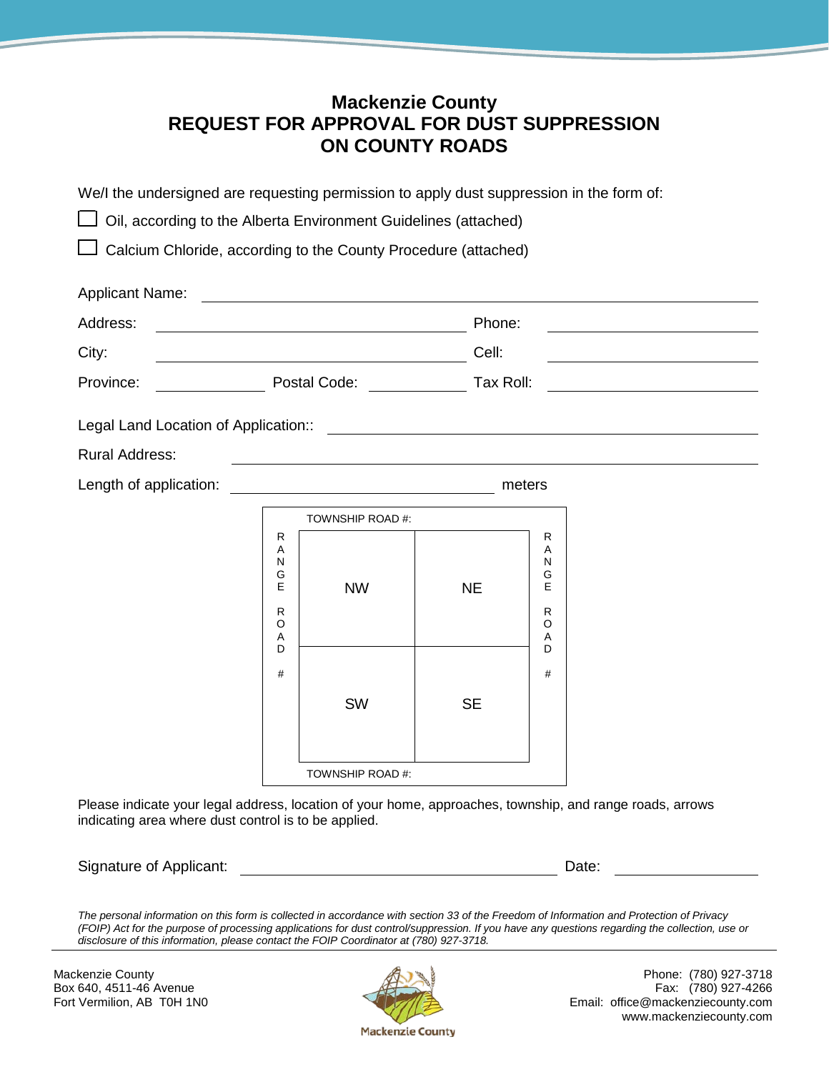# Mackenzie County
# REQUEST FOR APPROVAL FOR DUST SUPPRESSION ON COUNTY ROADS

We/I the undersigned are requesting permission to apply dust suppression in the form of:

☐ Oil, according to the Alberta Environment Guidelines (attached)

☐ Calcium Chloride, according to the County Procedure (attached)

Applicant Name: ______________________________________________

Address: ______________________________ Phone: ______________________

City: ______________________________ Cell: ______________________

Province: ____________ Postal Code: ____________ Tax Roll: ______________________

Legal Land Location of Application:: ______________________________________________

Rural Address: ______________________________________________

Length of application: ______________________________ meters

| | TOWNSHIP ROAD #: | | |
|---|---|---|---|
| RANGE ROAD # | NW | NE | RANGE ROAD # |
| | SW | SE | |
| | TOWNSHIP ROAD #: | | |

Please indicate your legal address, location of your home, approaches, township, and range roads, arrows indicating area where dust control is to be applied.

Signature of Applicant: ______________________________ Date: ______________

*The personal information on this form is collected in accordance with section 33 of the Freedom of Information and Protection of Privacy (FOIP) Act for the purpose of processing applications for dust control/suppression. If you have any questions regarding the collection, use or disclosure of this information, please contact the FOIP Coordinator at (780) 927-3718.*

Mackenzie County
Box 640, 4511-46 Avenue
Fort Vermilion, AB T0H 1N0

Mackenzie County

Phone: (780) 927-3718
Fax: (780) 927-4266
Email: office@mackenziecounty.com
www.mackenziecounty.com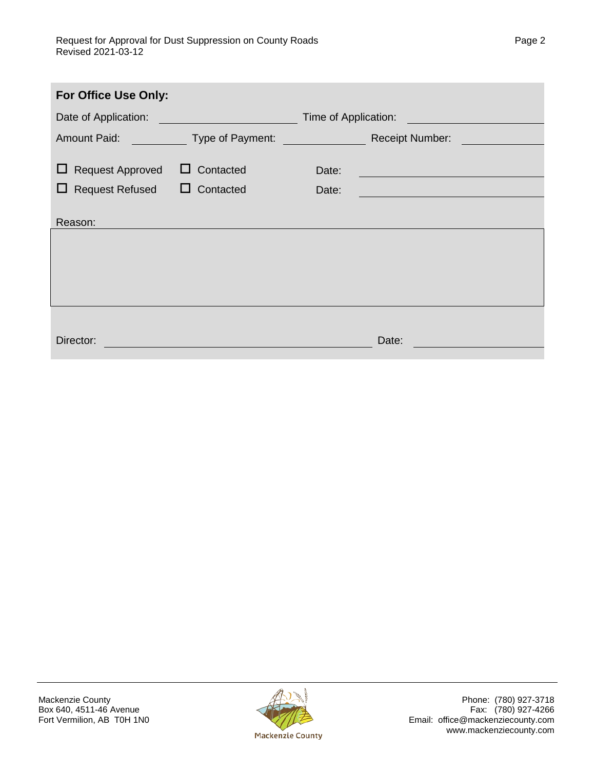**For Office Use Only:**

Date of Application: \_\_\_\_\_\_\_\_\_\_\_\_\_\_\_\_\_\_\_\_ Time of Application: \_\_\_\_\_\_\_\_\_\_\_\_\_\_\_\_\_\_\_\_

Amount Paid: \_\_\_\_\_\_\_\_\_\_ Type of Payment: \_\_\_\_\_\_\_\_\_\_\_\_\_\_ Receipt Number: \_\_\_\_\_\_\_\_\_\_\_\_\_\_

☐ Request Approved ☐ Contacted Date: \_\_\_\_\_\_\_\_\_\_\_\_\_\_\_\_\_\_\_\_

☐ Request Refused ☐ Contacted Date: \_\_\_\_\_\_\_\_\_\_\_\_\_\_\_\_\_\_\_\_

Reason:

Director: \_\_\_\_\_\_\_\_\_\_\_\_\_\_\_\_\_\_\_\_\_\_\_\_\_\_\_\_\_\_\_\_\_\_\_\_\_\_\_\_ Date: \_\_\_\_\_\_\_\_\_\_\_\_\_\_\_\_\_\_\_\_

Mackenzie County
Box 640, 4511-46 Avenue
Fort Vermilion, AB T0H 1N0

Phone: (780) 927-3718
Fax: (780) 927-4266
Email: office@mackenziecounty.com
www.mackenziecounty.com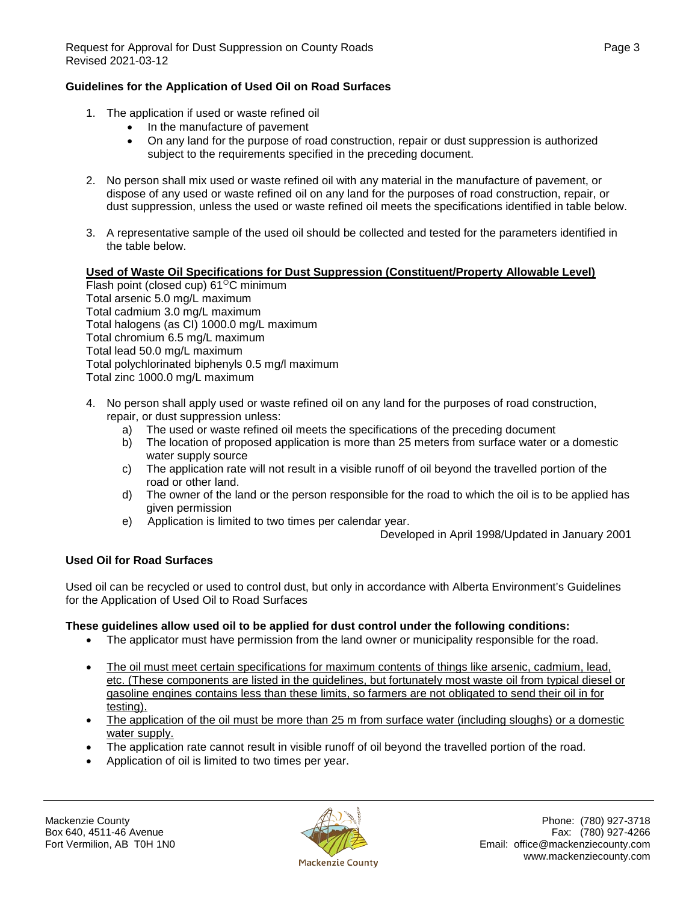## Guidelines for the Application of Used Oil on Road Surfaces

1. The application if used or waste refined oil
   - In the manufacture of pavement
   - On any land for the purpose of road construction, repair or dust suppression is authorized subject to the requirements specified in the preceding document.

2. No person shall mix used or waste refined oil with any material in the manufacture of pavement, or dispose of any used or waste refined oil on any land for the purposes of road construction, repair, or dust suppression, unless the used or waste refined oil meets the specifications identified in table below.

3. A representative sample of the used oil should be collected and tested for the parameters identified in the table below.

<u>**Used of Waste Oil Specifications for Dust Suppression (Constituent/Property Allowable Level)**</u>

Flash point (closed cup) 61°C minimum
Total arsenic 5.0 mg/L maximum
Total cadmium 3.0 mg/L maximum
Total halogens (as Cl) 1000.0 mg/L maximum
Total chromium 6.5 mg/L maximum
Total lead 50.0 mg/L maximum
Total polychlorinated biphenyls 0.5 mg/l maximum
Total zinc 1000.0 mg/L maximum

4. No person shall apply used or waste refined oil on any land for the purposes of road construction, repair, or dust suppression unless:
   a) The used or waste refined oil meets the specifications of the preceding document
   b) The location of proposed application is more than 25 meters from surface water or a domestic water supply source
   c) The application rate will not result in a visible runoff of oil beyond the travelled portion of the road or other land.
   d) The owner of the land or the person responsible for the road to which the oil is to be applied has given permission
   e) Application is limited to two times per calendar year.

Developed in April 1998/Updated in January 2001

## Used Oil for Road Surfaces

Used oil can be recycled or used to control dust, but only in accordance with Alberta Environment's Guidelines for the Application of Used Oil to Road Surfaces

**These guidelines allow used oil to be applied for dust control under the following conditions:**

- The applicator must have permission from the land owner or municipality responsible for the road.
- <u>The oil must meet certain specifications for maximum contents of things like arsenic, cadmium, lead, etc. (These components are listed in the guidelines, but fortunately most waste oil from typical diesel or gasoline engines contains less than these limits, so farmers are not obligated to send their oil in for testing).</u>
- <u>The application of the oil must be more than 25 m from surface water (including sloughs) or a domestic water supply.</u>
- The application rate cannot result in visible runoff of oil beyond the travelled portion of the road.
- Application of oil is limited to two times per year.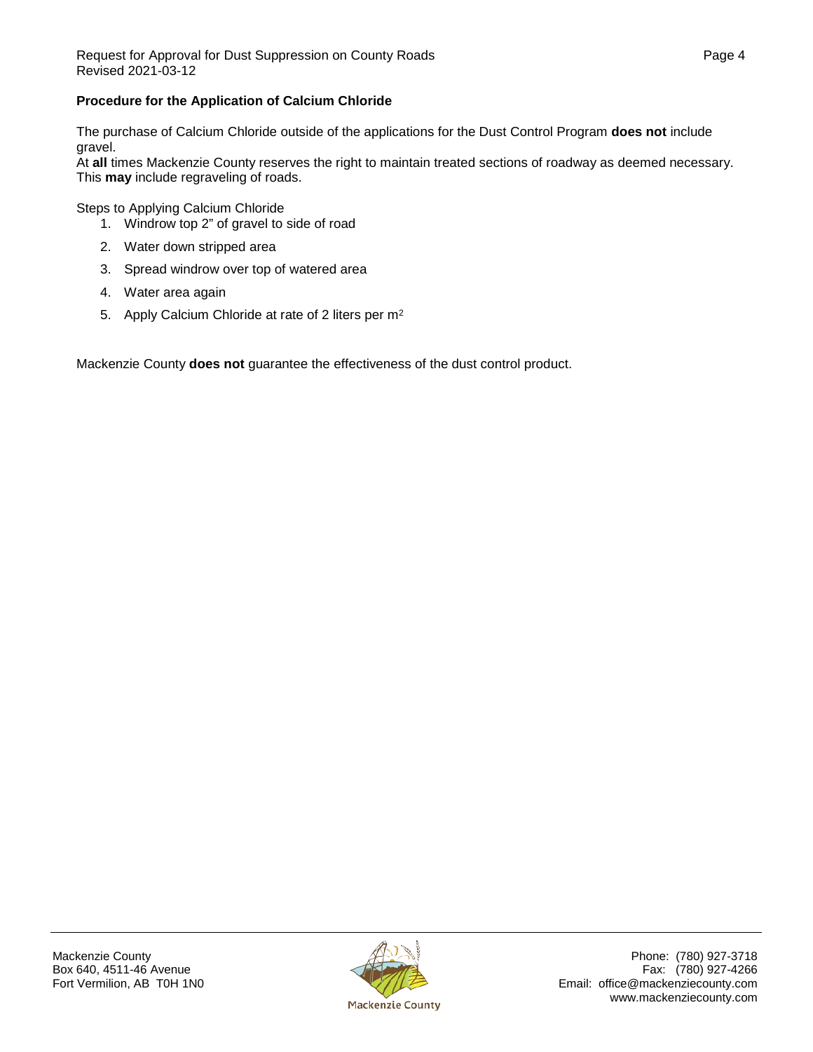**Procedure for the Application of Calcium Chloride**

The purchase of Calcium Chloride outside of the applications for the Dust Control Program **does not** include gravel.

At **all** times Mackenzie County reserves the right to maintain treated sections of roadway as deemed necessary. This **may** include regraveling of roads.

Steps to Applying Calcium Chloride

1. Windrow top 2" of gravel to side of road
2. Water down stripped area
3. Spread windrow over top of watered area
4. Water area again
5. Apply Calcium Chloride at rate of 2 liters per $m^2$

Mackenzie County **does not** guarantee the effectiveness of the dust control product.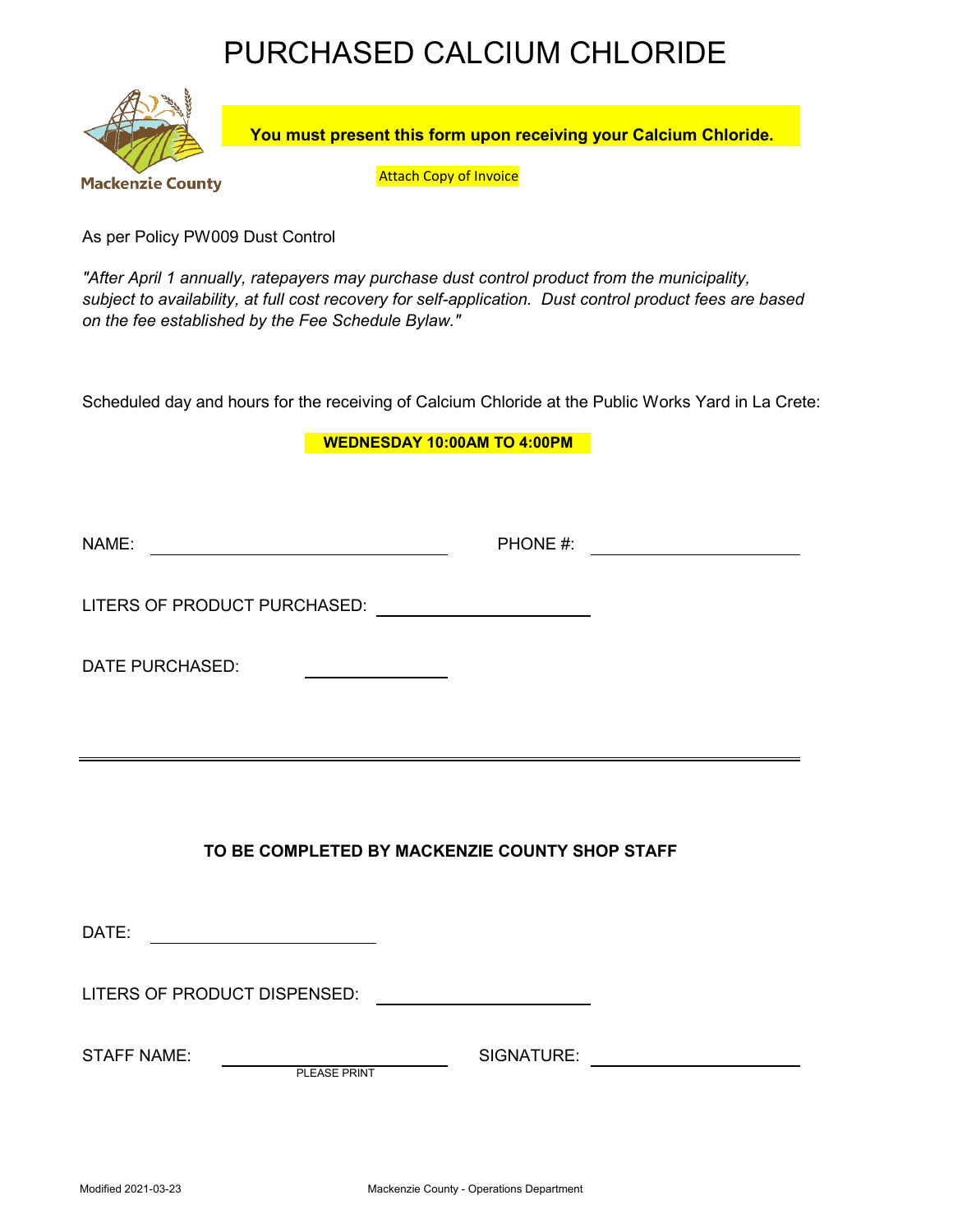# PURCHASED CALCIUM CHLORIDE

Mackenzie County

**You must present this form upon receiving your Calcium Chloride.**

Attach Copy of Invoice

As per Policy PW009 Dust Control

*"After April 1 annually, ratepayers may purchase dust control product from the municipality, subject to availability, at full cost recovery for self-application. Dust control product fees are based on the fee established by the Fee Schedule Bylaw."*

Scheduled day and hours for the receiving of Calcium Chloride at the Public Works Yard in La Crete:

**WEDNESDAY 10:00AM TO 4:00PM**

NAME: \_\_\_\_\_\_\_\_\_\_\_\_\_\_\_\_\_\_\_\_ PHONE #: \_\_\_\_\_\_\_\_\_\_\_\_\_\_\_\_\_\_\_\_

LITERS OF PRODUCT PURCHASED: \_\_\_\_\_\_\_\_\_\_\_\_\_\_\_\_\_\_\_\_

DATE PURCHASED: \_\_\_\_\_\_\_\_\_\_\_\_\_\_\_\_\_\_\_\_

---

**TO BE COMPLETED BY MACKENZIE COUNTY SHOP STAFF**

DATE: \_\_\_\_\_\_\_\_\_\_\_\_\_\_\_\_\_\_\_\_

LITERS OF PRODUCT DISPENSED: \_\_\_\_\_\_\_\_\_\_\_\_\_\_\_\_\_\_\_\_

STAFF NAME: \_\_\_\_\_\_\_\_\_\_\_\_\_\_\_\_\_\_\_\_ SIGNATURE: \_\_\_\_\_\_\_\_\_\_\_\_\_\_\_\_\_\_\_\_

PLEASE PRINT

Modified 2021-03-23

Mackenzie County - Operations Department